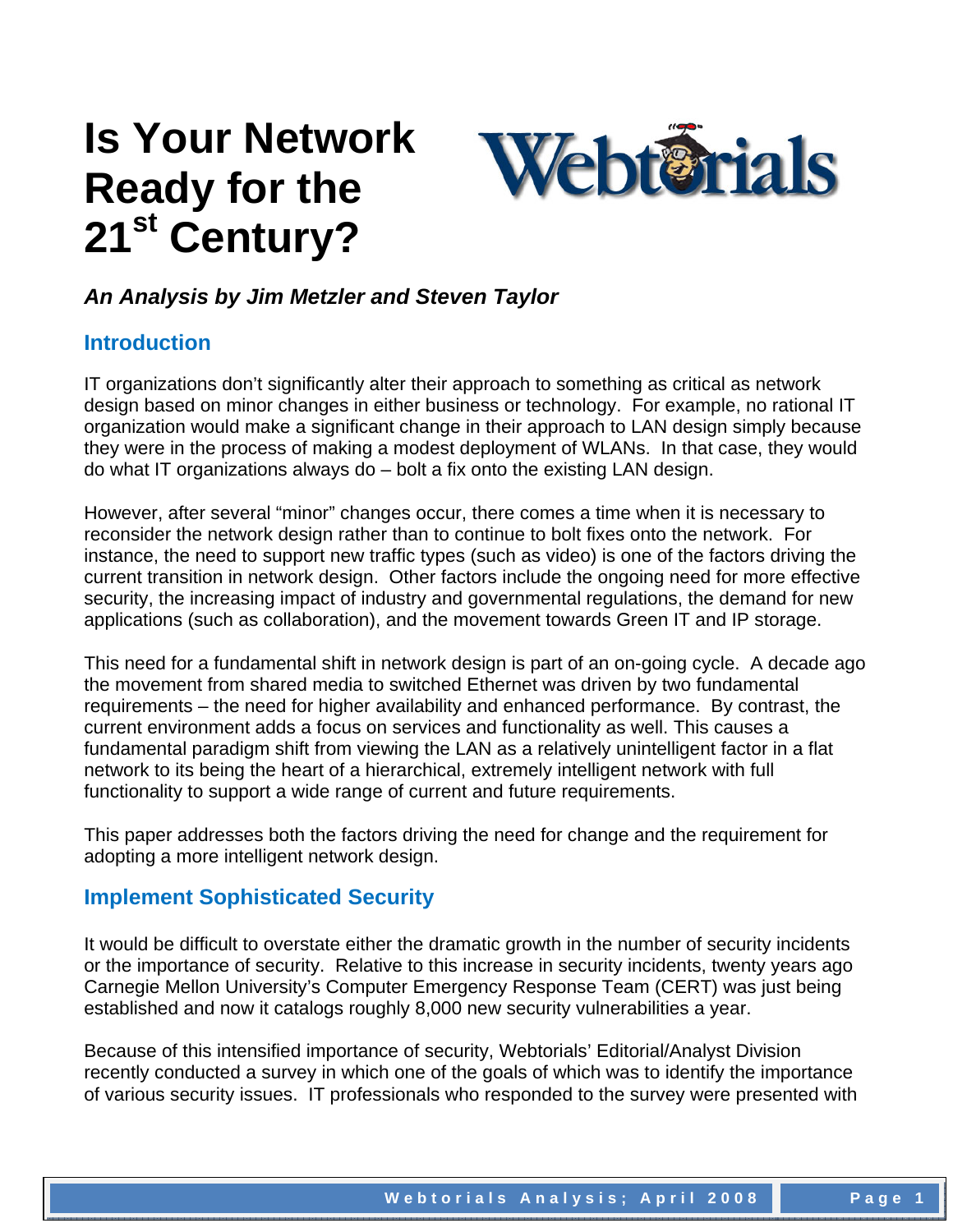# Is Your Network Ready for the 21st Century?

***An Analysis by Jim Metzler and Steven Taylor***

## Introduction

IT organizations don't significantly alter their approach to something as critical as network design based on minor changes in either business or technology. For example, no rational IT organization would make a significant change in their approach to LAN design simply because they were in the process of making a modest deployment of WLANs. In that case, they would do what IT organizations always do – bolt a fix onto the existing LAN design.

However, after several "minor" changes occur, there comes a time when it is necessary to reconsider the network design rather than to continue to bolt fixes onto the network. For instance, the need to support new traffic types (such as video) is one of the factors driving the current transition in network design. Other factors include the ongoing need for more effective security, the increasing impact of industry and governmental regulations, the demand for new applications (such as collaboration), and the movement towards Green IT and IP storage.

This need for a fundamental shift in network design is part of an on-going cycle. A decade ago the movement from shared media to switched Ethernet was driven by two fundamental requirements – the need for higher availability and enhanced performance. By contrast, the current environment adds a focus on services and functionality as well. This causes a fundamental paradigm shift from viewing the LAN as a relatively unintelligent factor in a flat network to its being the heart of a hierarchical, extremely intelligent network with full functionality to support a wide range of current and future requirements.

This paper addresses both the factors driving the need for change and the requirement for adopting a more intelligent network design.

## Implement Sophisticated Security

It would be difficult to overstate either the dramatic growth in the number of security incidents or the importance of security. Relative to this increase in security incidents, twenty years ago Carnegie Mellon University's Computer Emergency Response Team (CERT) was just being established and now it catalogs roughly 8,000 new security vulnerabilities a year.

Because of this intensified importance of security, Webtorials' Editorial/Analyst Division recently conducted a survey in which one of the goals of which was to identify the importance of various security issues. IT professionals who responded to the survey were presented with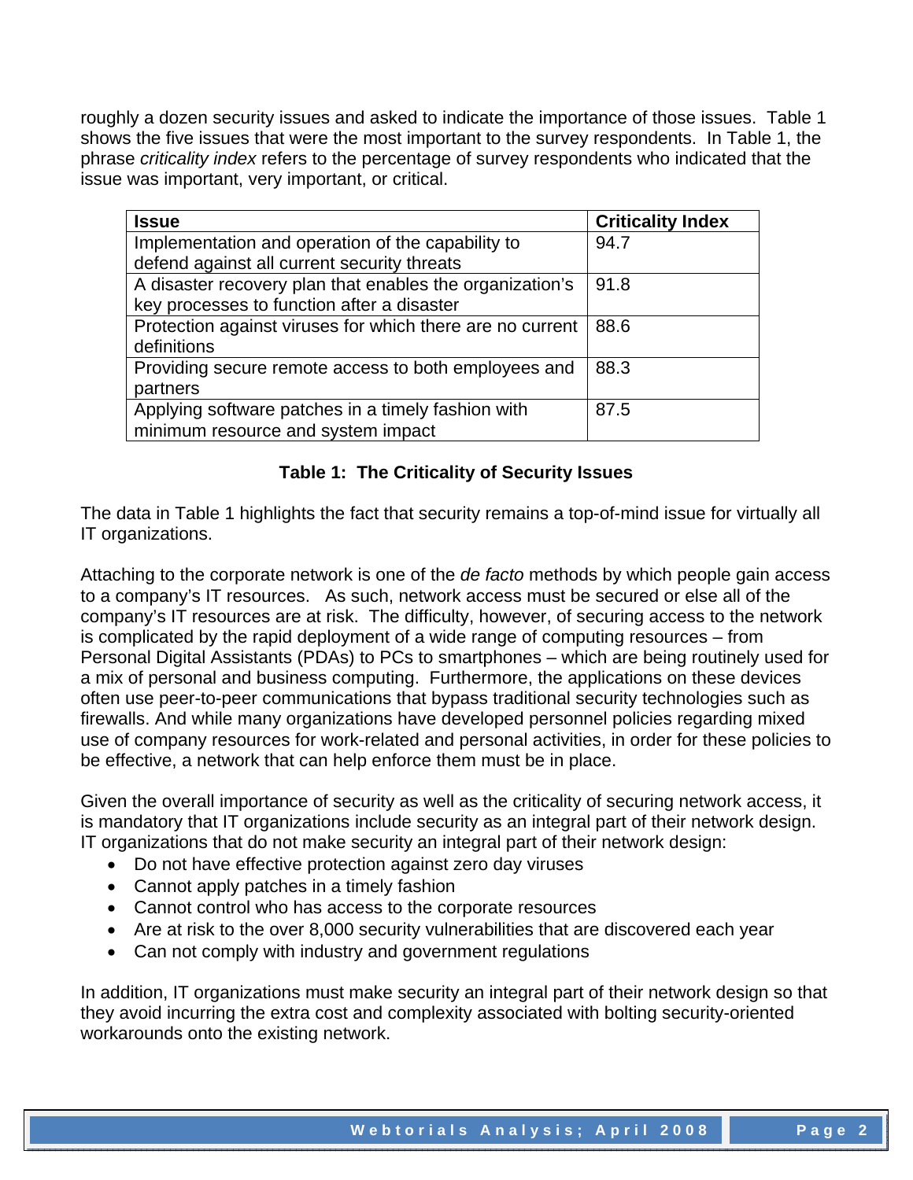roughly a dozen security issues and asked to indicate the importance of those issues. Table 1 shows the five issues that were the most important to the survey respondents. In Table 1, the phrase *criticality index* refers to the percentage of survey respondents who indicated that the issue was important, very important, or critical.

| **Issue** | **Criticality Index** |
| --- | --- |
| Implementation and operation of the capability to defend against all current security threats | 94.7 |
| A disaster recovery plan that enables the organization's key processes to function after a disaster | 91.8 |
| Protection against viruses for which there are no current definitions | 88.6 |
| Providing secure remote access to both employees and partners | 88.3 |
| Applying software patches in a timely fashion with minimum resource and system impact | 87.5 |

**Table 1: The Criticality of Security Issues**

The data in Table 1 highlights the fact that security remains a top-of-mind issue for virtually all IT organizations.

Attaching to the corporate network is one of the *de facto* methods by which people gain access to a company's IT resources. As such, network access must be secured or else all of the company's IT resources are at risk. The difficulty, however, of securing access to the network is complicated by the rapid deployment of a wide range of computing resources – from Personal Digital Assistants (PDAs) to PCs to smartphones – which are being routinely used for a mix of personal and business computing. Furthermore, the applications on these devices often use peer-to-peer communications that bypass traditional security technologies such as firewalls. And while many organizations have developed personnel policies regarding mixed use of company resources for work-related and personal activities, in order for these policies to be effective, a network that can help enforce them must be in place.

Given the overall importance of security as well as the criticality of securing network access, it is mandatory that IT organizations include security as an integral part of their network design. IT organizations that do not make security an integral part of their network design:

- Do not have effective protection against zero day viruses
- Cannot apply patches in a timely fashion
- Cannot control who has access to the corporate resources
- Are at risk to the over 8,000 security vulnerabilities that are discovered each year
- Can not comply with industry and government regulations

In addition, IT organizations must make security an integral part of their network design so that they avoid incurring the extra cost and complexity associated with bolting security-oriented workarounds onto the existing network.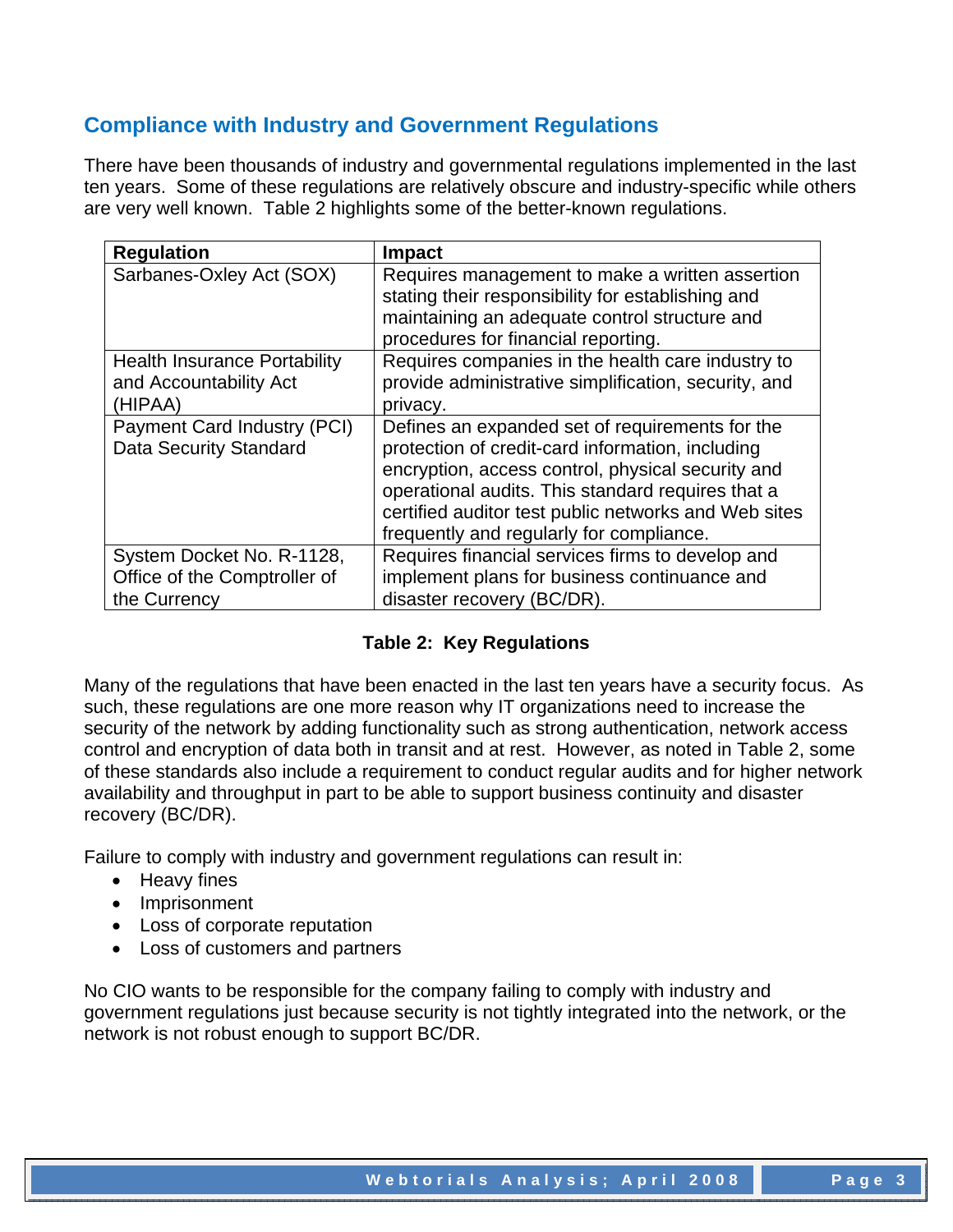## Compliance with Industry and Government Regulations

There have been thousands of industry and governmental regulations implemented in the last ten years. Some of these regulations are relatively obscure and industry-specific while others are very well known. Table 2 highlights some of the better-known regulations.

| Regulation | Impact |
|---|---|
| Sarbanes-Oxley Act (SOX) | Requires management to make a written assertion stating their responsibility for establishing and maintaining an adequate control structure and procedures for financial reporting. |
| Health Insurance Portability and Accountability Act (HIPAA) | Requires companies in the health care industry to provide administrative simplification, security, and privacy. |
| Payment Card Industry (PCI) Data Security Standard | Defines an expanded set of requirements for the protection of credit-card information, including encryption, access control, physical security and operational audits. This standard requires that a certified auditor test public networks and Web sites frequently and regularly for compliance. |
| System Docket No. R-1128, Office of the Comptroller of the Currency | Requires financial services firms to develop and implement plans for business continuance and disaster recovery (BC/DR). |

**Table 2: Key Regulations**

Many of the regulations that have been enacted in the last ten years have a security focus. As such, these regulations are one more reason why IT organizations need to increase the security of the network by adding functionality such as strong authentication, network access control and encryption of data both in transit and at rest. However, as noted in Table 2, some of these standards also include a requirement to conduct regular audits and for higher network availability and throughput in part to be able to support business continuity and disaster recovery (BC/DR).

Failure to comply with industry and government regulations can result in:

- Heavy fines
- Imprisonment
- Loss of corporate reputation
- Loss of customers and partners

No CIO wants to be responsible for the company failing to comply with industry and government regulations just because security is not tightly integrated into the network, or the network is not robust enough to support BC/DR.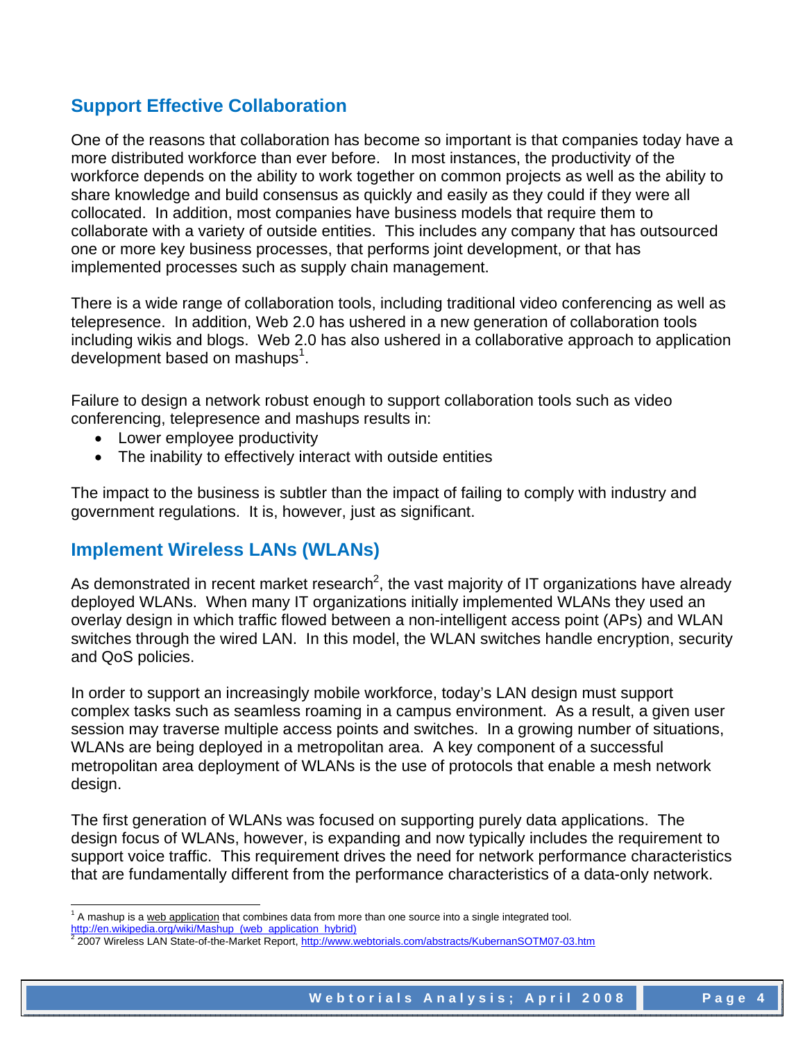## Support Effective Collaboration

One of the reasons that collaboration has become so important is that companies today have a more distributed workforce than ever before. In most instances, the productivity of the workforce depends on the ability to work together on common projects as well as the ability to share knowledge and build consensus as quickly and easily as they could if they were all collocated. In addition, most companies have business models that require them to collaborate with a variety of outside entities. This includes any company that has outsourced one or more key business processes, that performs joint development, or that has implemented processes such as supply chain management.

There is a wide range of collaboration tools, including traditional video conferencing as well as telepresence. In addition, Web 2.0 has ushered in a new generation of collaboration tools including wikis and blogs. Web 2.0 has also ushered in a collaborative approach to application development based on mashups[1].

Failure to design a network robust enough to support collaboration tools such as video conferencing, telepresence and mashups results in:

- Lower employee productivity
- The inability to effectively interact with outside entities

The impact to the business is subtler than the impact of failing to comply with industry and government regulations. It is, however, just as significant.

## Implement Wireless LANs (WLANs)

As demonstrated in recent market research[2], the vast majority of IT organizations have already deployed WLANs. When many IT organizations initially implemented WLANs they used an overlay design in which traffic flowed between a non-intelligent access point (APs) and WLAN switches through the wired LAN. In this model, the WLAN switches handle encryption, security and QoS policies.

In order to support an increasingly mobile workforce, today's LAN design must support complex tasks such as seamless roaming in a campus environment. As a result, a given user session may traverse multiple access points and switches. In a growing number of situations, WLANs are being deployed in a metropolitan area. A key component of a successful metropolitan area deployment of WLANs is the use of protocols that enable a mesh network design.

The first generation of WLANs was focused on supporting purely data applications. The design focus of WLANs, however, is expanding and now typically includes the requirement to support voice traffic. This requirement drives the need for network performance characteristics that are fundamentally different from the performance characteristics of a data-only network.

---

[1] A mashup is a web application that combines data from more than one source into a single integrated tool. http://en.wikipedia.org/wiki/Mashup_(web_application_hybrid)

[2] 2007 Wireless LAN State-of-the-Market Report, http://www.webtorials.com/abstracts/KubernanSOTM07-03.htm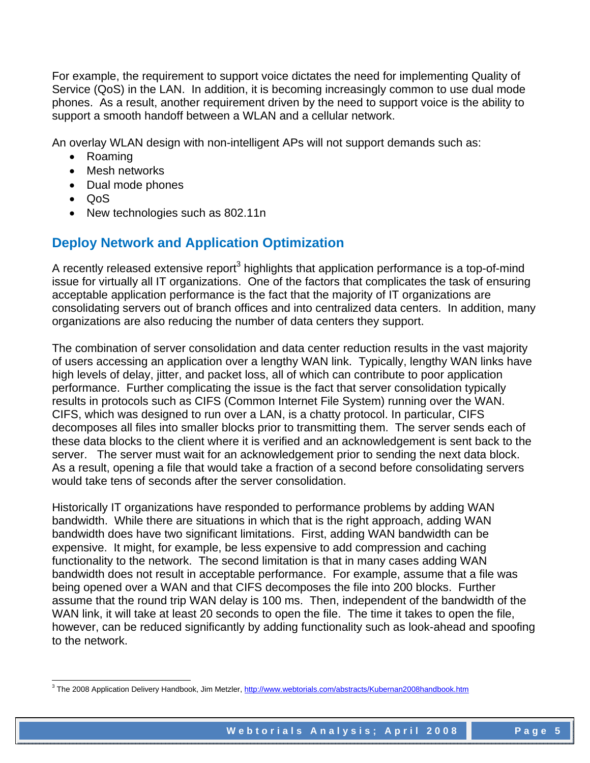For example, the requirement to support voice dictates the need for implementing Quality of Service (QoS) in the LAN. In addition, it is becoming increasingly common to use dual mode phones. As a result, another requirement driven by the need to support voice is the ability to support a smooth handoff between a WLAN and a cellular network.

An overlay WLAN design with non-intelligent APs will not support demands such as:

- Roaming
- Mesh networks
- Dual mode phones
- QoS
- New technologies such as 802.11n

## Deploy Network and Application Optimization

A recently released extensive report[3] highlights that application performance is a top-of-mind issue for virtually all IT organizations. One of the factors that complicates the task of ensuring acceptable application performance is the fact that the majority of IT organizations are consolidating servers out of branch offices and into centralized data centers. In addition, many organizations are also reducing the number of data centers they support.

The combination of server consolidation and data center reduction results in the vast majority of users accessing an application over a lengthy WAN link. Typically, lengthy WAN links have high levels of delay, jitter, and packet loss, all of which can contribute to poor application performance. Further complicating the issue is the fact that server consolidation typically results in protocols such as CIFS (Common Internet File System) running over the WAN. CIFS, which was designed to run over a LAN, is a chatty protocol. In particular, CIFS decomposes all files into smaller blocks prior to transmitting them. The server sends each of these data blocks to the client where it is verified and an acknowledgement is sent back to the server. The server must wait for an acknowledgement prior to sending the next data block. As a result, opening a file that would take a fraction of a second before consolidating servers would take tens of seconds after the server consolidation.

Historically IT organizations have responded to performance problems by adding WAN bandwidth. While there are situations in which that is the right approach, adding WAN bandwidth does have two significant limitations. First, adding WAN bandwidth can be expensive. It might, for example, be less expensive to add compression and caching functionality to the network. The second limitation is that in many cases adding WAN bandwidth does not result in acceptable performance. For example, assume that a file was being opened over a WAN and that CIFS decomposes the file into 200 blocks. Further assume that the round trip WAN delay is 100 ms. Then, independent of the bandwidth of the WAN link, it will take at least 20 seconds to open the file. The time it takes to open the file, however, can be reduced significantly by adding functionality such as look-ahead and spoofing to the network.

---

[3] The 2008 Application Delivery Handbook, Jim Metzler, http://www.webtorials.com/abstracts/Kubernan2008handbook.htm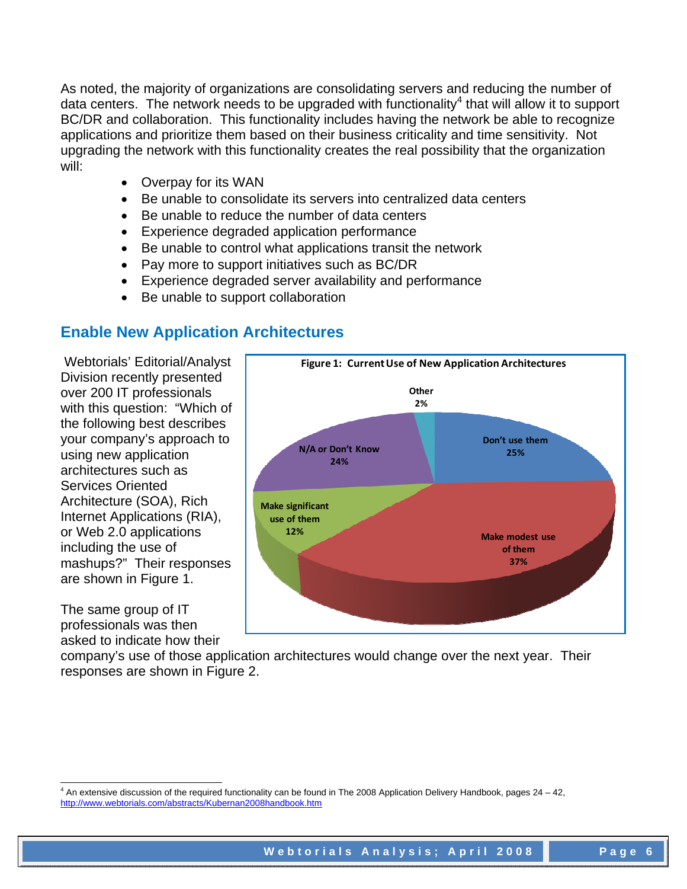As noted, the majority of organizations are consolidating servers and reducing the number of data centers. The network needs to be upgraded with functionality[4] that will allow it to support BC/DR and collaboration. This functionality includes having the network be able to recognize applications and prioritize them based on their business criticality and time sensitivity. Not upgrading the network with this functionality creates the real possibility that the organization will:

- Overpay for its WAN
- Be unable to consolidate its servers into centralized data centers
- Be unable to reduce the number of data centers
- Experience degraded application performance
- Be unable to control what applications transit the network
- Pay more to support initiatives such as BC/DR
- Experience degraded server availability and performance
- Be unable to support collaboration

## Enable New Application Architectures

Webtorials' Editorial/Analyst Division recently presented over 200 IT professionals with this question: "Which of the following best describes your company's approach to using new application architectures such as Services Oriented Architecture (SOA), Rich Internet Applications (RIA), or Web 2.0 applications including the use of mashups?" Their responses are shown in Figure 1.

**Figure 1: Current Use of New Application Architectures**

| Response | Percentage |
|---|---|
| Don't use them | 25% |
| Make modest use of them | 37% |
| Make significant use of them | 12% |
| N/A or Don't Know | 24% |
| Other | 2% |

The same group of IT professionals was then asked to indicate how their company's use of those application architectures would change over the next year. Their responses are shown in Figure 2.

[4] An extensive discussion of the required functionality can be found in The 2008 Application Delivery Handbook, pages 24 – 42, http://www.webtorials.com/abstracts/Kubernan2008handbook.htm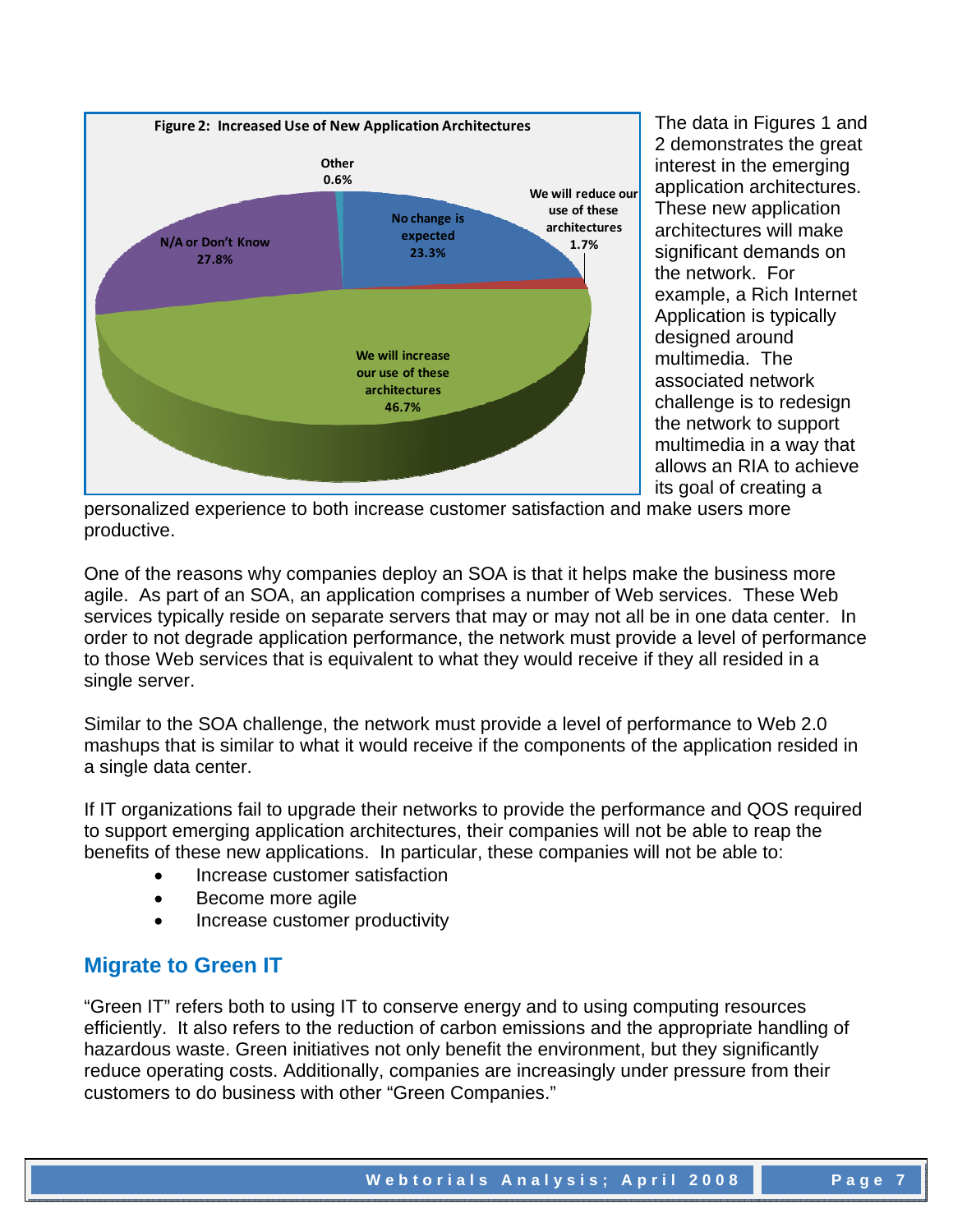**Figure 2: Increased Use of New Application Architectures**

| Response | Percentage |
|---|---|
| We will increase our use of these architectures | 46.7% |
| N/A or Don't Know | 27.8% |
| No change is expected | 23.3% |
| We will reduce our use of these architectures | 1.7% |
| Other | 0.6% |

The data in Figures 1 and 2 demonstrates the great interest in the emerging application architectures. These new application architectures will make significant demands on the network. For example, a Rich Internet Application is typically designed around multimedia. The associated network challenge is to redesign the network to support multimedia in a way that allows an RIA to achieve its goal of creating a personalized experience to both increase customer satisfaction and make users more productive.

One of the reasons why companies deploy an SOA is that it helps make the business more agile. As part of an SOA, an application comprises a number of Web services. These Web services typically reside on separate servers that may or may not all be in one data center. In order to not degrade application performance, the network must provide a level of performance to those Web services that is equivalent to what they would receive if they all resided in a single server.

Similar to the SOA challenge, the network must provide a level of performance to Web 2.0 mashups that is similar to what it would receive if the components of the application resided in a single data center.

If IT organizations fail to upgrade their networks to provide the performance and QOS required to support emerging application architectures, their companies will not be able to reap the benefits of these new applications. In particular, these companies will not be able to:

- Increase customer satisfaction
- Become more agile
- Increase customer productivity

## Migrate to Green IT

"Green IT" refers both to using IT to conserve energy and to using computing resources efficiently. It also refers to the reduction of carbon emissions and the appropriate handling of hazardous waste. Green initiatives not only benefit the environment, but they significantly reduce operating costs. Additionally, companies are increasingly under pressure from their customers to do business with other "Green Companies."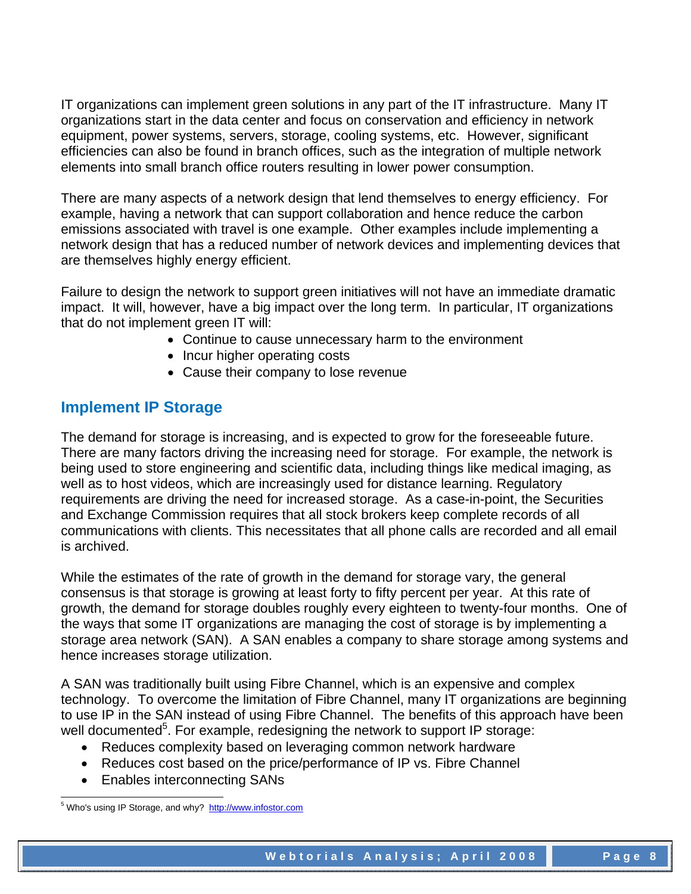IT organizations can implement green solutions in any part of the IT infrastructure. Many IT organizations start in the data center and focus on conservation and efficiency in network equipment, power systems, servers, storage, cooling systems, etc. However, significant efficiencies can also be found in branch offices, such as the integration of multiple network elements into small branch office routers resulting in lower power consumption.

There are many aspects of a network design that lend themselves to energy efficiency. For example, having a network that can support collaboration and hence reduce the carbon emissions associated with travel is one example. Other examples include implementing a network design that has a reduced number of network devices and implementing devices that are themselves highly energy efficient.

Failure to design the network to support green initiatives will not have an immediate dramatic impact. It will, however, have a big impact over the long term. In particular, IT organizations that do not implement green IT will:

- Continue to cause unnecessary harm to the environment
- Incur higher operating costs
- Cause their company to lose revenue

## Implement IP Storage

The demand for storage is increasing, and is expected to grow for the foreseeable future. There are many factors driving the increasing need for storage. For example, the network is being used to store engineering and scientific data, including things like medical imaging, as well as to host videos, which are increasingly used for distance learning. Regulatory requirements are driving the need for increased storage. As a case-in-point, the Securities and Exchange Commission requires that all stock brokers keep complete records of all communications with clients. This necessitates that all phone calls are recorded and all email is archived.

While the estimates of the rate of growth in the demand for storage vary, the general consensus is that storage is growing at least forty to fifty percent per year. At this rate of growth, the demand for storage doubles roughly every eighteen to twenty-four months. One of the ways that some IT organizations are managing the cost of storage is by implementing a storage area network (SAN). A SAN enables a company to share storage among systems and hence increases storage utilization.

A SAN was traditionally built using Fibre Channel, which is an expensive and complex technology. To overcome the limitation of Fibre Channel, many IT organizations are beginning to use IP in the SAN instead of using Fibre Channel. The benefits of this approach have been well documented[5]. For example, redesigning the network to support IP storage:

- Reduces complexity based on leveraging common network hardware
- Reduces cost based on the price/performance of IP vs. Fibre Channel
- Enables interconnecting SANs

[5] Who's using IP Storage, and why? http://www.infostor.com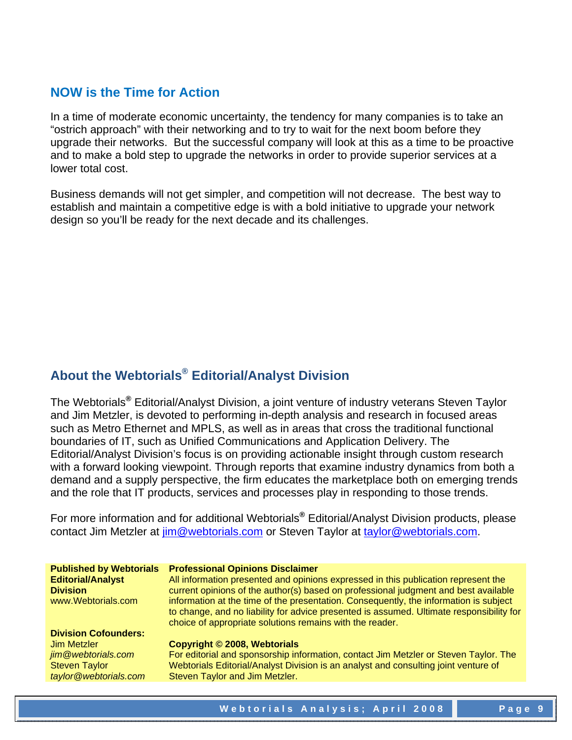## NOW is the Time for Action

In a time of moderate economic uncertainty, the tendency for many companies is to take an "ostrich approach" with their networking and to try to wait for the next boom before they upgrade their networks. But the successful company will look at this as a time to be proactive and to make a bold step to upgrade the networks in order to provide superior services at a lower total cost.

Business demands will not get simpler, and competition will not decrease. The best way to establish and maintain a competitive edge is with a bold initiative to upgrade your network design so you'll be ready for the next decade and its challenges.

## About the Webtorials® Editorial/Analyst Division

The Webtorials® Editorial/Analyst Division, a joint venture of industry veterans Steven Taylor and Jim Metzler, is devoted to performing in-depth analysis and research in focused areas such as Metro Ethernet and MPLS, as well as in areas that cross the traditional functional boundaries of IT, such as Unified Communications and Application Delivery. The Editorial/Analyst Division's focus is on providing actionable insight through custom research with a forward looking viewpoint. Through reports that examine industry dynamics from both a demand and a supply perspective, the firm educates the marketplace both on emerging trends and the role that IT products, services and processes play in responding to those trends.

For more information and for additional Webtorials® Editorial/Analyst Division products, please contact Jim Metzler at jim@webtorials.com or Steven Taylor at taylor@webtorials.com.

| | |
|---|---|
| **Published by Webtorials Editorial/Analyst Division**<br>www.Webtorials.com | **Professional Opinions Disclaimer**<br>All information presented and opinions expressed in this publication represent the current opinions of the author(s) based on professional judgment and best available information at the time of the presentation. Consequently, the information is subject to change, and no liability for advice presented is assumed. Ultimate responsibility for choice of appropriate solutions remains with the reader. |
| **Division Cofounders:**<br>Jim Metzler<br>*jim@webtorials.com*<br>Steven Taylor<br>*taylor@webtorials.com* | **Copyright © 2008, Webtorials**<br>For editorial and sponsorship information, contact Jim Metzler or Steven Taylor. The Webtorials Editorial/Analyst Division is an analyst and consulting joint venture of Steven Taylor and Jim Metzler. |